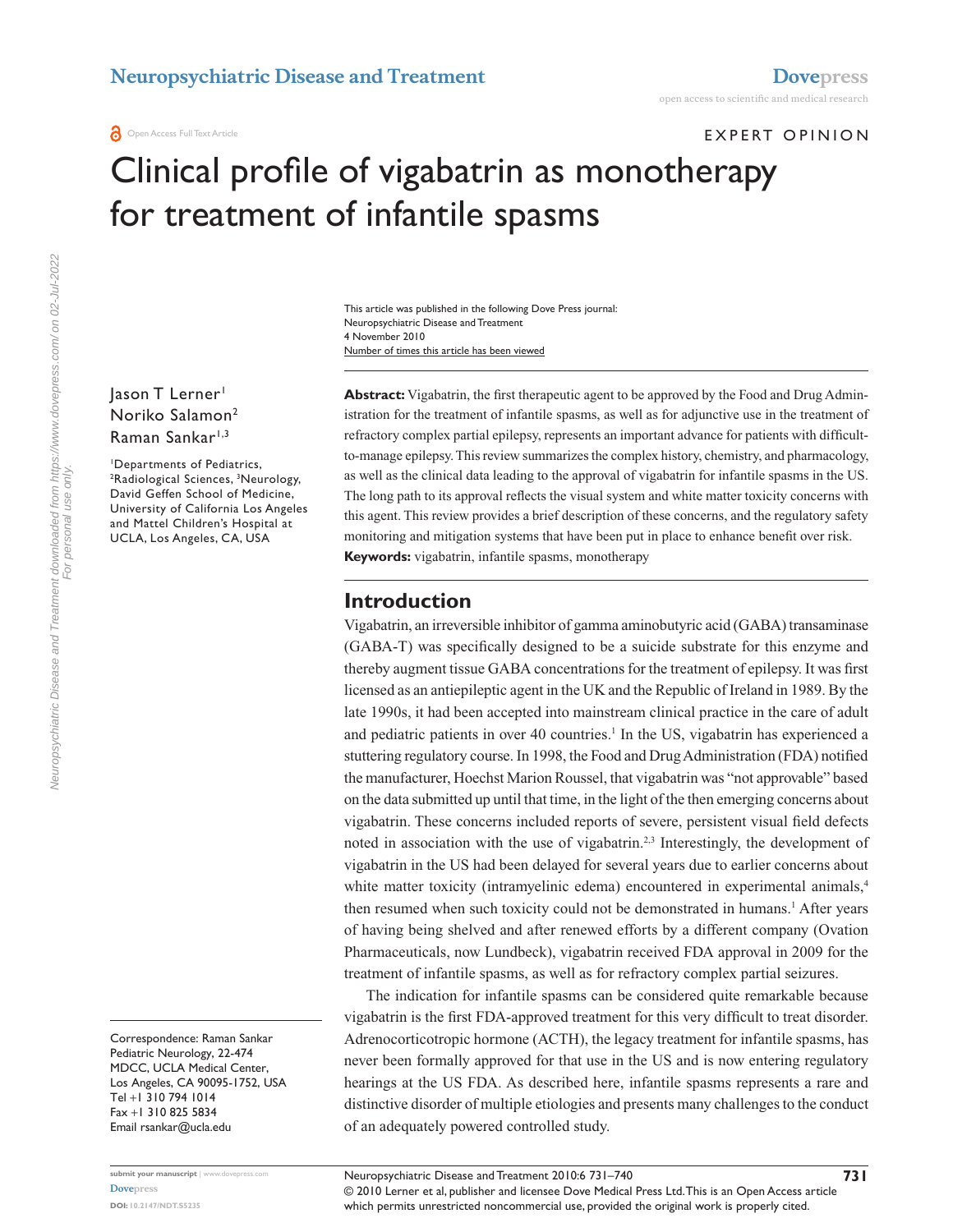EXPERT OPINION

# Clinical profile of vigabatrin as monotherapy for treatment of infantile spasms

This article was published in the following Dove Press journal:
Neuropsychiatric Disease and Treatment
4 November 2010
Number of times this article has been viewed

Jason T Lerner[1]
Noriko Salamon[2]
Raman Sankar[1,3]

[1]Departments of Pediatrics, [2]Radiological Sciences, [3]Neurology, David Geffen School of Medicine, University of California Los Angeles and Mattel Children's Hospital at UCLA, Los Angeles, CA, USA

Correspondence: Raman Sankar
Pediatric Neurology, 22-474
MDCC, UCLA Medical Center,
Los Angeles, CA 90095-1752, USA
Tel +1 310 794 1014
Fax +1 310 825 5834
Email rsankar@ucla.edu

**Abstract:** Vigabatrin, the first therapeutic agent to be approved by the Food and Drug Administration for the treatment of infantile spasms, as well as for adjunctive use in the treatment of refractory complex partial epilepsy, represents an important advance for patients with difficult-to-manage epilepsy. This review summarizes the complex history, chemistry, and pharmacology, as well as the clinical data leading to the approval of vigabatrin for infantile spasms in the US. The long path to its approval reflects the visual system and white matter toxicity concerns with this agent. This review provides a brief description of these concerns, and the regulatory safety monitoring and mitigation systems that have been put in place to enhance benefit over risk.

**Keywords:** vigabatrin, infantile spasms, monotherapy

## Introduction

Vigabatrin, an irreversible inhibitor of gamma aminobutyric acid (GABA) transaminase (GABA-T) was specifically designed to be a suicide substrate for this enzyme and thereby augment tissue GABA concentrations for the treatment of epilepsy. It was first licensed as an antiepileptic agent in the UK and the Republic of Ireland in 1989. By the late 1990s, it had been accepted into mainstream clinical practice in the care of adult and pediatric patients in over 40 countries.[1] In the US, vigabatrin has experienced a stuttering regulatory course. In 1998, the Food and Drug Administration (FDA) notified the manufacturer, Hoechst Marion Roussel, that vigabatrin was "not approvable" based on the data submitted up until that time, in the light of the then emerging concerns about vigabatrin. These concerns included reports of severe, persistent visual field defects noted in association with the use of vigabatrin.[2,3] Interestingly, the development of vigabatrin in the US had been delayed for several years due to earlier concerns about white matter toxicity (intramyelinic edema) encountered in experimental animals,[4] then resumed when such toxicity could not be demonstrated in humans.[1] After years of having being shelved and after renewed efforts by a different company (Ovation Pharmaceuticals, now Lundbeck), vigabatrin received FDA approval in 2009 for the treatment of infantile spasms, as well as for refractory complex partial seizures.

The indication for infantile spasms can be considered quite remarkable because vigabatrin is the first FDA-approved treatment for this very difficult to treat disorder. Adrenocorticotropic hormone (ACTH), the legacy treatment for infantile spasms, has never been formally approved for that use in the US and is now entering regulatory hearings at the US FDA. As described here, infantile spasms represents a rare and distinctive disorder of multiple etiologies and presents many challenges to the conduct of an adequately powered controlled study.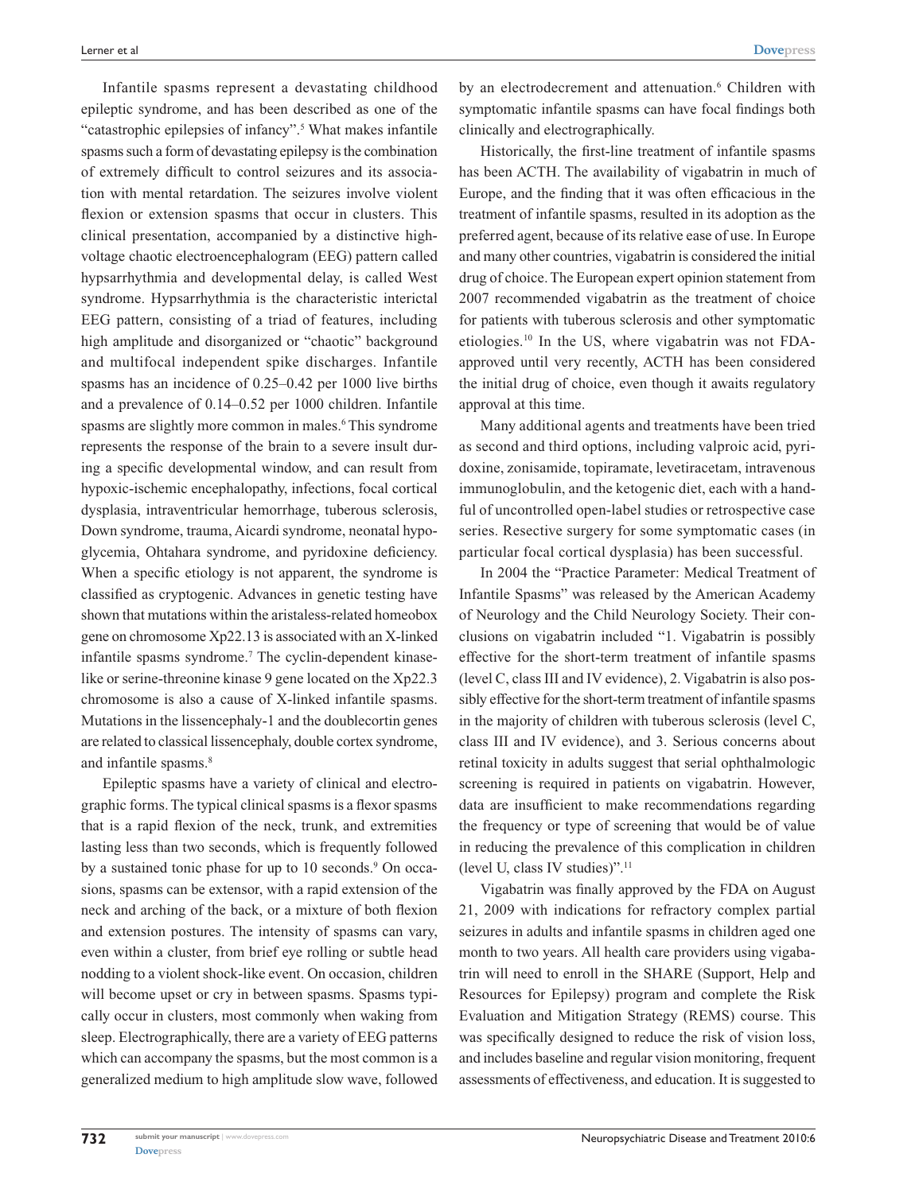Infantile spasms represent a devastating childhood epileptic syndrome, and has been described as one of the "catastrophic epilepsies of infancy".[5] What makes infantile spasms such a form of devastating epilepsy is the combination of extremely difficult to control seizures and its association with mental retardation. The seizures involve violent flexion or extension spasms that occur in clusters. This clinical presentation, accompanied by a distinctive high-voltage chaotic electroencephalogram (EEG) pattern called hypsarrhythmia and developmental delay, is called West syndrome. Hypsarrhythmia is the characteristic interictal EEG pattern, consisting of a triad of features, including high amplitude and disorganized or "chaotic" background and multifocal independent spike discharges. Infantile spasms has an incidence of 0.25–0.42 per 1000 live births and a prevalence of 0.14–0.52 per 1000 children. Infantile spasms are slightly more common in males.[6] This syndrome represents the response of the brain to a severe insult during a specific developmental window, and can result from hypoxic-ischemic encephalopathy, infections, focal cortical dysplasia, intraventricular hemorrhage, tuberous sclerosis, Down syndrome, trauma, Aicardi syndrome, neonatal hypoglycemia, Ohtahara syndrome, and pyridoxine deficiency. When a specific etiology is not apparent, the syndrome is classified as cryptogenic. Advances in genetic testing have shown that mutations within the aristaless-related homeobox gene on chromosome Xp22.13 is associated with an X-linked infantile spasms syndrome.[7] The cyclin-dependent kinase-like or serine-threonine kinase 9 gene located on the Xp22.3 chromosome is also a cause of X-linked infantile spasms. Mutations in the lissencephaly-1 and the doublecortin genes are related to classical lissencephaly, double cortex syndrome, and infantile spasms.[8]

Epileptic spasms have a variety of clinical and electrographic forms. The typical clinical spasms is a flexor spasms that is a rapid flexion of the neck, trunk, and extremities lasting less than two seconds, which is frequently followed by a sustained tonic phase for up to 10 seconds.[9] On occasions, spasms can be extensor, with a rapid extension of the neck and arching of the back, or a mixture of both flexion and extension postures. The intensity of spasms can vary, even within a cluster, from brief eye rolling or subtle head nodding to a violent shock-like event. On occasion, children will become upset or cry in between spasms. Spasms typically occur in clusters, most commonly when waking from sleep. Electrographically, there are a variety of EEG patterns which can accompany the spasms, but the most common is a generalized medium to high amplitude slow wave, followed by an electrodecrement and attenuation.[6] Children with symptomatic infantile spasms can have focal findings both clinically and electrographically.

Historically, the first-line treatment of infantile spasms has been ACTH. The availability of vigabatrin in much of Europe, and the finding that it was often efficacious in the treatment of infantile spasms, resulted in its adoption as the preferred agent, because of its relative ease of use. In Europe and many other countries, vigabatrin is considered the initial drug of choice. The European expert opinion statement from 2007 recommended vigabatrin as the treatment of choice for patients with tuberous sclerosis and other symptomatic etiologies.[10] In the US, where vigabatrin was not FDA-approved until very recently, ACTH has been considered the initial drug of choice, even though it awaits regulatory approval at this time.

Many additional agents and treatments have been tried as second and third options, including valproic acid, pyridoxine, zonisamide, topiramate, levetiracetam, intravenous immunoglobulin, and the ketogenic diet, each with a handful of uncontrolled open-label studies or retrospective case series. Resective surgery for some symptomatic cases (in particular focal cortical dysplasia) has been successful.

In 2004 the "Practice Parameter: Medical Treatment of Infantile Spasms" was released by the American Academy of Neurology and the Child Neurology Society. Their conclusions on vigabatrin included "1. Vigabatrin is possibly effective for the short-term treatment of infantile spasms (level C, class III and IV evidence), 2. Vigabatrin is also possibly effective for the short-term treatment of infantile spasms in the majority of children with tuberous sclerosis (level C, class III and IV evidence), and 3. Serious concerns about retinal toxicity in adults suggest that serial ophthalmologic screening is required in patients on vigabatrin. However, data are insufficient to make recommendations regarding the frequency or type of screening that would be of value in reducing the prevalence of this complication in children (level U, class IV studies)".[11]

Vigabatrin was finally approved by the FDA on August 21, 2009 with indications for refractory complex partial seizures in adults and infantile spasms in children aged one month to two years. All health care providers using vigabatrin will need to enroll in the SHARE (Support, Help and Resources for Epilepsy) program and complete the Risk Evaluation and Mitigation Strategy (REMS) course. This was specifically designed to reduce the risk of vision loss, and includes baseline and regular vision monitoring, frequent assessments of effectiveness, and education. It is suggested to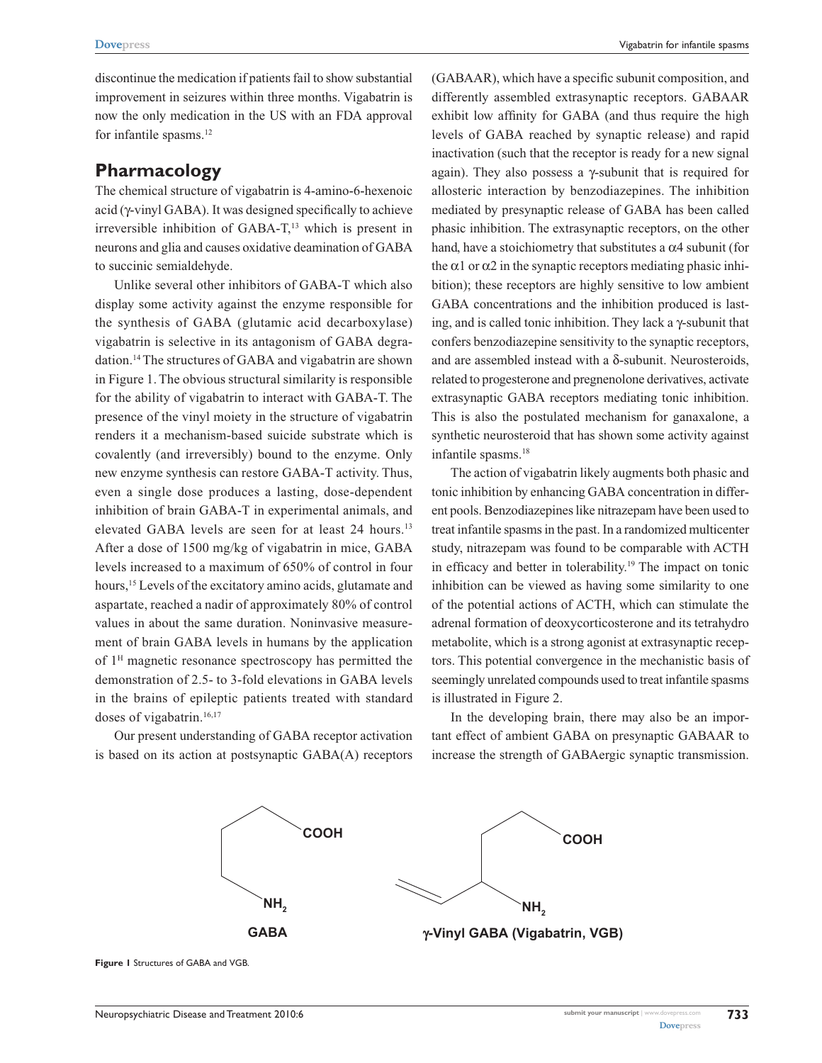discontinue the medication if patients fail to show substantial improvement in seizures within three months. Vigabatrin is now the only medication in the US with an FDA approval for infantile spasms.[12]

## Pharmacology

The chemical structure of vigabatrin is 4-amino-6-hexenoic acid (γ-vinyl GABA). It was designed specifically to achieve irreversible inhibition of GABA-T,[13] which is present in neurons and glia and causes oxidative deamination of GABA to succinic semialdehyde.

Unlike several other inhibitors of GABA-T which also display some activity against the enzyme responsible for the synthesis of GABA (glutamic acid decarboxylase) vigabatrin is selective in its antagonism of GABA degradation.[14] The structures of GABA and vigabatrin are shown in Figure 1. The obvious structural similarity is responsible for the ability of vigabatrin to interact with GABA-T. The presence of the vinyl moiety in the structure of vigabatrin renders it a mechanism-based suicide substrate which is covalently (and irreversibly) bound to the enzyme. Only new enzyme synthesis can restore GABA-T activity. Thus, even a single dose produces a lasting, dose-dependent inhibition of brain GABA-T in experimental animals, and elevated GABA levels are seen for at least 24 hours.[13] After a dose of 1500 mg/kg of vigabatrin in mice, GABA levels increased to a maximum of 650% of control in four hours,[15] Levels of the excitatory amino acids, glutamate and aspartate, reached a nadir of approximately 80% of control values in about the same duration. Noninvasive measurement of brain GABA levels in humans by the application of $1^{H}$ magnetic resonance spectroscopy has permitted the demonstration of 2.5- to 3-fold elevations in GABA levels in the brains of epileptic patients treated with standard doses of vigabatrin.[16,17]

Our present understanding of GABA receptor activation is based on its action at postsynaptic GABA(A) receptors (GABAAR), which have a specific subunit composition, and differently assembled extrasynaptic receptors. GABAAR exhibit low affinity for GABA (and thus require the high levels of GABA reached by synaptic release) and rapid inactivation (such that the receptor is ready for a new signal again). They also possess a γ-subunit that is required for allosteric interaction by benzodiazepines. The inhibition mediated by presynaptic release of GABA has been called phasic inhibition. The extrasynaptic receptors, on the other hand, have a stoichiometry that substitutes a α4 subunit (for the α1 or α2 in the synaptic receptors mediating phasic inhibition); these receptors are highly sensitive to low ambient GABA concentrations and the inhibition produced is lasting, and is called tonic inhibition. They lack a γ-subunit that confers benzodiazepine sensitivity to the synaptic receptors, and are assembled instead with a δ-subunit. Neurosteroids, related to progesterone and pregnenolone derivatives, activate extrasynaptic GABA receptors mediating tonic inhibition. This is also the postulated mechanism for ganaxalone, a synthetic neurosteroid that has shown some activity against infantile spasms.[18]

The action of vigabatrin likely augments both phasic and tonic inhibition by enhancing GABA concentration in different pools. Benzodiazepines like nitrazepam have been used to treat infantile spasms in the past. In a randomized multicenter study, nitrazepam was found to be comparable with ACTH in efficacy and better in tolerability.[19] The impact on tonic inhibition can be viewed as having some similarity to one of the potential actions of ACTH, which can stimulate the adrenal formation of deoxycorticosterone and its tetrahydro metabolite, which is a strong agonist at extrasynaptic receptors. This potential convergence in the mechanistic basis of seemingly unrelated compounds used to treat infantile spasms is illustrated in Figure 2.

In the developing brain, there may also be an important effect of ambient GABA on presynaptic GABAAR to increase the strength of GABAergic synaptic transmission.

GABA — γ-Vinyl GABA (Vigabatrin, VGB)

**Figure 1** Structures of GABA and VGB.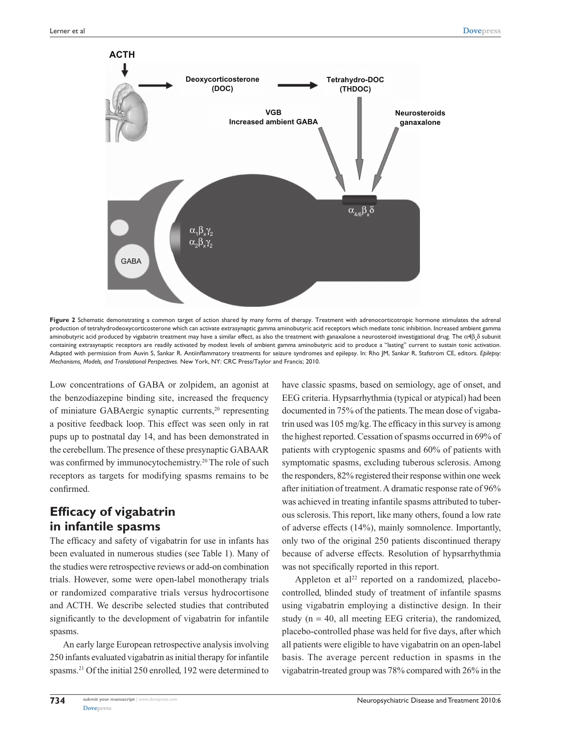Figure 2 Schematic demonstrating a common target of action shared by many forms of therapy. Treatment with adrenocorticotropic hormone stimulates the adrenal production of tetrahydrodeoxycorticosterone which can activate extrasynaptic gamma aminobutyric acid receptors which mediate tonic inhibition. Increased ambient gamma aminobutyric acid produced by vigabatrin treatment may have a similar effect, as also the treatment with ganaxalone a neurosteroid investigational drug. The $\alpha 4\beta_x\delta$ subunit containing extrasynaptic receptors are readily activated by modest levels of ambient gamma aminobutyric acid to produce a "lasting" current to sustain tonic activation. Adapted with permission from Auvin S, Sankar R. Antiinflammatory treatments for seizure syndromes and epilepsy. In: Rho JM, Sankar R, Stafstrom CE, editors. *Epilepsy: Mechanisms, Models, and Translational Perspectives*. New York, NY: CRC Press/Taylor and Francis; 2010.

Low concentrations of GABA or zolpidem, an agonist at the benzodiazepine binding site, increased the frequency of miniature GABAergic synaptic currents,[20] representing a positive feedback loop. This effect was seen only in rat pups up to postnatal day 14, and has been demonstrated in the cerebellum. The presence of these presynaptic GABAAR was confirmed by immunocytochemistry.[20] The role of such receptors as targets for modifying spasms remains to be confirmed.

## Efficacy of vigabatrin in infantile spasms

The efficacy and safety of vigabatrin for use in infants has been evaluated in numerous studies (see Table 1). Many of the studies were retrospective reviews or add-on combination trials. However, some were open-label monotherapy trials or randomized comparative trials versus hydrocortisone and ACTH. We describe selected studies that contributed significantly to the development of vigabatrin for infantile spasms.

An early large European retrospective analysis involving 250 infants evaluated vigabatrin as initial therapy for infantile spasms.[21] Of the initial 250 enrolled, 192 were determined to have classic spasms, based on semiology, age of onset, and EEG criteria. Hypsarrhythmia (typical or atypical) had been documented in 75% of the patients. The mean dose of vigabatrin used was 105 mg/kg. The efficacy in this survey is among the highest reported. Cessation of spasms occurred in 69% of patients with cryptogenic spasms and 60% of patients with symptomatic spasms, excluding tuberous sclerosis. Among the responders, 82% registered their response within one week after initiation of treatment. A dramatic response rate of 96% was achieved in treating infantile spasms attributed to tuberous sclerosis. This report, like many others, found a low rate of adverse effects (14%), mainly somnolence. Importantly, only two of the original 250 patients discontinued therapy because of adverse effects. Resolution of hypsarrhythmia was not specifically reported in this report.

Appleton et al[22] reported on a randomized, placebo-controlled, blinded study of treatment of infantile spasms using vigabatrin employing a distinctive design. In their study (n = 40, all meeting EEG criteria), the randomized, placebo-controlled phase was held for five days, after which all patients were eligible to have vigabatrin on an open-label basis. The average percent reduction in spasms in the vigabatrin-treated group was 78% compared with 26% in the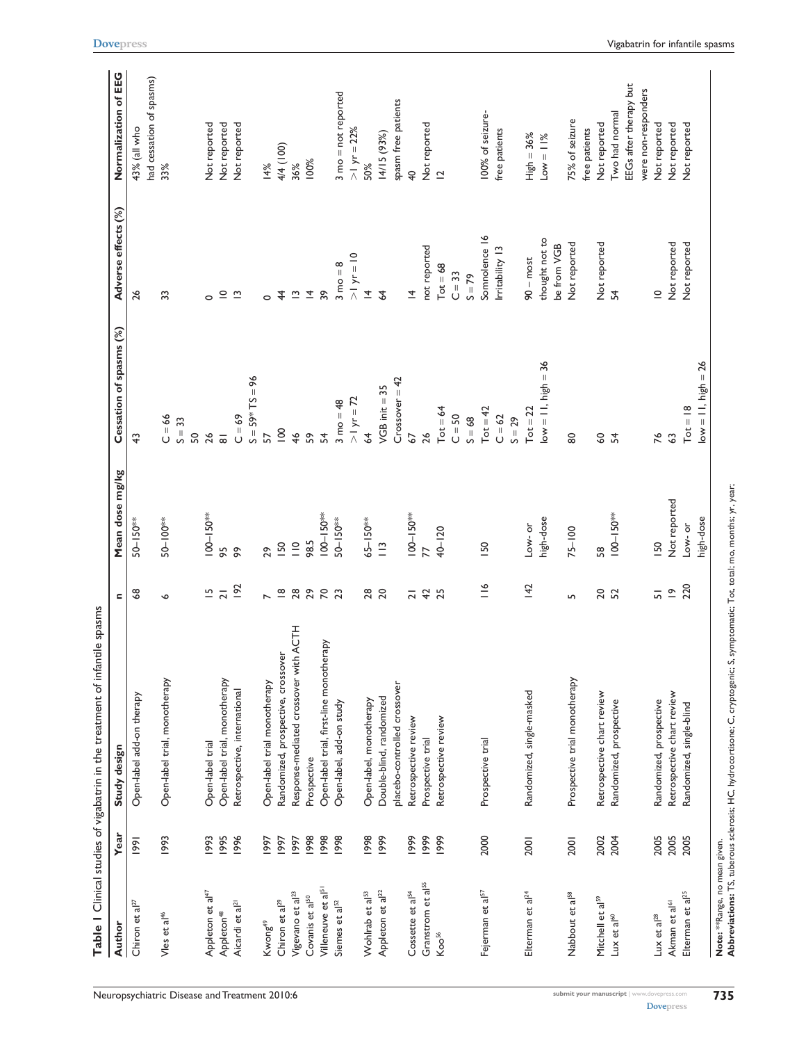**Table 1** Clinical studies of vigabatrin in the treatment of infantile spasms

| Author | Year | Study design | n | Mean dose mg/kg | Cessation of spasms (%) | Adverse effects (%) | Normalization of EEG |
|---|---|---|---|---|---|---|---|
| Chiron et al[27] | 1991 | Open-label add-on therapy | 68 | 50–150** | 43 | 26 | 43% (all who had cessation of spasms) |
| Vles et al[46] | 1993 | Open-label trial, monotherapy | 6 | 50–100** | C = 66<br>S = 33 | 33 | 33% |
| Appleton et al[47] | 1993 | Open-label trial | 15 | 100–150** | 50 | 0 | Not reported |
| Appleton[48] | 1995 | Open-label trial, monotherapy | 21 | 95 | 26 | 10 | Not reported |
| Aicardi et al[21] | 1996 | Retrospective, international | 192 | 99 | 81<br>C = 69<br>S = 59* TS = 96 | 13 | Not reported |
| Kwong[49] | 1997 | Open-label trial monotherapy | 7 | 29 | 57 | 0 | 14% |
| Chiron et al[29] | 1997 | Randomized, prospective, crossover | 18 | 150 | 100 | 44 | 4/4 (100) |
| Vigevano et al[23] | 1997 | Response-mediated crossover with ACTH | 28 | 110 | 46 | 13 | 36% |
| Covanis et al[50] | 1998 | Prospective | 29 | 98.5 | 59 | 14 | 100% |
| Villeneuve et al[51] | 1998 | Open-label trial, first-line monotherapy | 70 | 100–150** | 54 | 39 | |
| Siemes et al[52] | 1998 | Open-label, add-on study | 23 | 50–150** | 3 mo = 48<br>>1 yr = 72 | 3 mo = 8<br>>1 yr = 10 | 3 mo = not reported<br>>1 yr = 22% |
| Wohlrab et al[53] | 1998 | Open-label, monotherapy | 28 | 65–150** | 64 | 14 | 50% |
| Appleton et al[22] | 1999 | Double-blind, randomized placebo-controlled crossover | 20 | 113 | VGB init = 35<br>Crossover = 42 | 64 | 14/15 (93%) spasm free patients |
| Cossette et al[54] | 1999 | Retrospective review | 21 | 100–150** | 67 | 14 | 40 |
| Granstrom et al[55] | 1999 | Prospective trial | 42 | 77 | 26 | not reported | Not reported |
| Koo[56] | 1999 | Retrospective review | 25 | 40–120 | Tot = 64<br>C = 50<br>S = 68 | Tot = 68<br>C = 33<br>S = 79 | 12 |
| Fejerman et al[57] | 2000 | Prospective trial | 116 | 150 | Tot = 42<br>C = 62<br>S = 29 | Somnolence 16<br>Irritability 13 | 100% of seizure-free patients |
| Elterman et al[24] | 2001 | Randomized, single-masked | 142 | Low- or high-dose | Tot = 22<br>low = 11, high = 36 | 90 – most thought not to be from VGB | High = 36%<br>Low = 11% |
| Nabbout et al[58] | 2001 | Prospective trial monotherapy | 5 | 75–100 | 80 | Not reported | 75% of seizure free patients |
| Mitchell et al[59] | 2002 | Retrospective chart review | 20 | 58 | 60 | Not reported | Not reported |
| Lux et al[60] | 2004 | Randomized, prospective | 52 | 100–150** | 54 | 54 | Two had normal EEGs after therapy but were non-responders |
| Lux et al[28] | 2005 | Randomized, prospective | 51 | 150 | 76 | 10 | Not reported |
| Akman et al[61] | 2005 | Retrospective chart review | 19 | Not reported | 63 | Not reported | Not reported |
| Elterman et al[25] | 2005 | Randomized, single-blind | 220 | Low- or high-dose | Tot = 18<br>low = 11, high = 26 | Not reported | Not reported |

**Note:** **Range, no mean given.
**Abbreviations:** TS, tuberous sclerosis; HC, hydrocortisone; C, cryptogenic; S, symptomatic; Tot, total; mo, months; yr, year;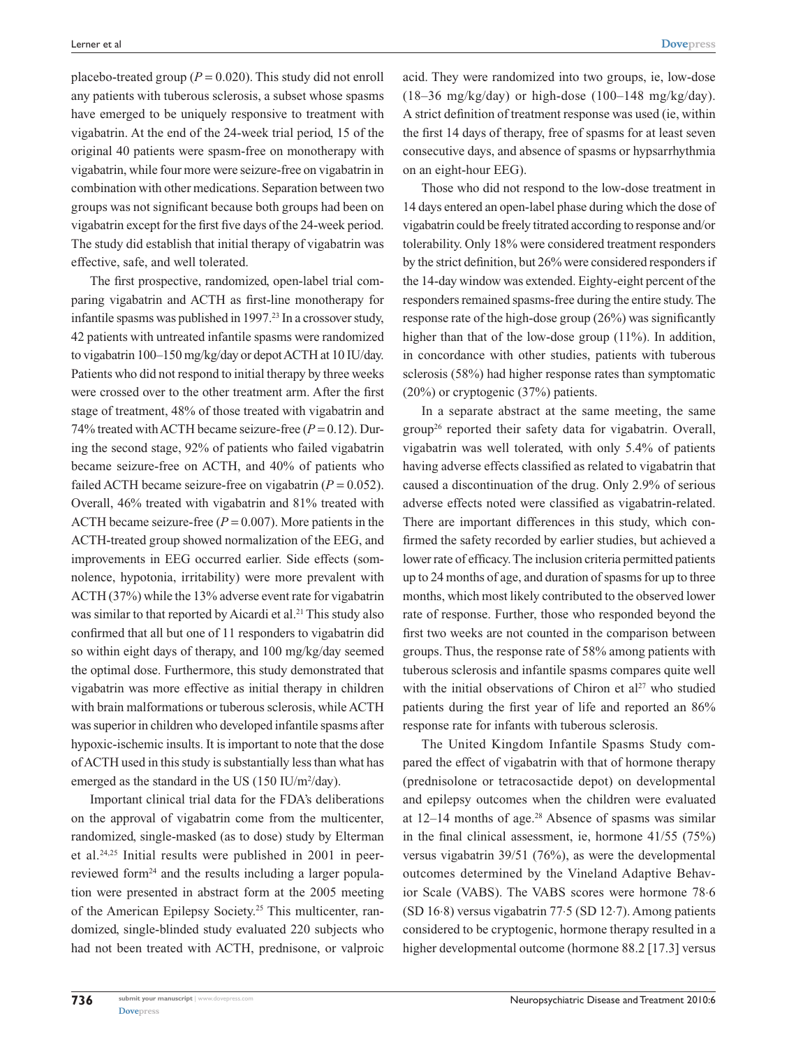placebo-treated group ($P = 0.020$). This study did not enroll any patients with tuberous sclerosis, a subset whose spasms have emerged to be uniquely responsive to treatment with vigabatrin. At the end of the 24-week trial period, 15 of the original 40 patients were spasm-free on monotherapy with vigabatrin, while four more were seizure-free on vigabatrin in combination with other medications. Separation between two groups was not significant because both groups had been on vigabatrin except for the first five days of the 24-week period. The study did establish that initial therapy of vigabatrin was effective, safe, and well tolerated.

The first prospective, randomized, open-label trial comparing vigabatrin and ACTH as first-line monotherapy for infantile spasms was published in 1997.[23] In a crossover study, 42 patients with untreated infantile spasms were randomized to vigabatrin 100–150 mg/kg/day or depot ACTH at 10 IU/day. Patients who did not respond to initial therapy by three weeks were crossed over to the other treatment arm. After the first stage of treatment, 48% of those treated with vigabatrin and 74% treated with ACTH became seizure-free ($P = 0.12$). During the second stage, 92% of patients who failed vigabatrin became seizure-free on ACTH, and 40% of patients who failed ACTH became seizure-free on vigabatrin ($P = 0.052$). Overall, 46% treated with vigabatrin and 81% treated with ACTH became seizure-free ($P = 0.007$). More patients in the ACTH-treated group showed normalization of the EEG, and improvements in EEG occurred earlier. Side effects (somnolence, hypotonia, irritability) were more prevalent with ACTH (37%) while the 13% adverse event rate for vigabatrin was similar to that reported by Aicardi et al.[21] This study also confirmed that all but one of 11 responders to vigabatrin did so within eight days of therapy, and 100 mg/kg/day seemed the optimal dose. Furthermore, this study demonstrated that vigabatrin was more effective as initial therapy in children with brain malformations or tuberous sclerosis, while ACTH was superior in children who developed infantile spasms after hypoxic-ischemic insults. It is important to note that the dose of ACTH used in this study is substantially less than what has emerged as the standard in the US (150 IU/m$^2$/day).

Important clinical trial data for the FDA's deliberations on the approval of vigabatrin come from the multicenter, randomized, single-masked (as to dose) study by Elterman et al.[24,25] Initial results were published in 2001 in peer-reviewed form[24] and the results including a larger population were presented in abstract form at the 2005 meeting of the American Epilepsy Society.[25] This multicenter, randomized, single-blinded study evaluated 220 subjects who had not been treated with ACTH, prednisone, or valproic acid. They were randomized into two groups, ie, low-dose (18–36 mg/kg/day) or high-dose (100–148 mg/kg/day). A strict definition of treatment response was used (ie, within the first 14 days of therapy, free of spasms for at least seven consecutive days, and absence of spasms or hypsarrhythmia on an eight-hour EEG).

Those who did not respond to the low-dose treatment in 14 days entered an open-label phase during which the dose of vigabatrin could be freely titrated according to response and/or tolerability. Only 18% were considered treatment responders by the strict definition, but 26% were considered responders if the 14-day window was extended. Eighty-eight percent of the responders remained spasms-free during the entire study. The response rate of the high-dose group (26%) was significantly higher than that of the low-dose group (11%). In addition, in concordance with other studies, patients with tuberous sclerosis (58%) had higher response rates than symptomatic (20%) or cryptogenic (37%) patients.

In a separate abstract at the same meeting, the same group[26] reported their safety data for vigabatrin. Overall, vigabatrin was well tolerated, with only 5.4% of patients having adverse effects classified as related to vigabatrin that caused a discontinuation of the drug. Only 2.9% of serious adverse effects noted were classified as vigabatrin-related. There are important differences in this study, which confirmed the safety recorded by earlier studies, but achieved a lower rate of efficacy. The inclusion criteria permitted patients up to 24 months of age, and duration of spasms for up to three months, which most likely contributed to the observed lower rate of response. Further, those who responded beyond the first two weeks are not counted in the comparison between groups. Thus, the response rate of 58% among patients with tuberous sclerosis and infantile spasms compares quite well with the initial observations of Chiron et al[27] who studied patients during the first year of life and reported an 86% response rate for infants with tuberous sclerosis.

The United Kingdom Infantile Spasms Study compared the effect of vigabatrin with that of hormone therapy (prednisolone or tetracosactide depot) on developmental and epilepsy outcomes when the children were evaluated at 12–14 months of age.[28] Absence of spasms was similar in the final clinical assessment, ie, hormone 41/55 (75%) versus vigabatrin 39/51 (76%), as were the developmental outcomes determined by the Vineland Adaptive Behavior Scale (VABS). The VABS scores were hormone 78·6 (SD 16·8) versus vigabatrin 77·5 (SD 12·7). Among patients considered to be cryptogenic, hormone therapy resulted in a higher developmental outcome (hormone 88.2 [17.3] versus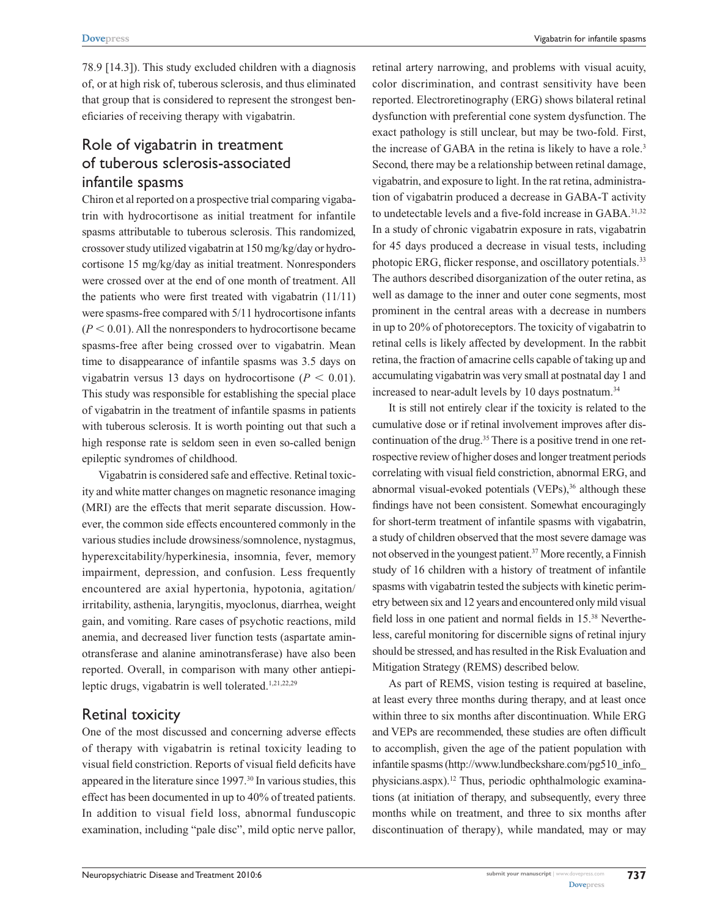78.9 [14.3]). This study excluded children with a diagnosis of, or at high risk of, tuberous sclerosis, and thus eliminated that group that is considered to represent the strongest beneficiaries of receiving therapy with vigabatrin.

## Role of vigabatrin in treatment of tuberous sclerosis-associated infantile spasms

Chiron et al reported on a prospective trial comparing vigabatrin with hydrocortisone as initial treatment for infantile spasms attributable to tuberous sclerosis. This randomized, crossover study utilized vigabatrin at 150 mg/kg/day or hydrocortisone 15 mg/kg/day as initial treatment. Nonresponders were crossed over at the end of one month of treatment. All the patients who were first treated with vigabatrin (11/11) were spasms-free compared with 5/11 hydrocortisone infants ($P < 0.01$). All the nonresponders to hydrocortisone became spasms-free after being crossed over to vigabatrin. Mean time to disappearance of infantile spasms was 3.5 days on vigabatrin versus 13 days on hydrocortisone ($P < 0.01$). This study was responsible for establishing the special place of vigabatrin in the treatment of infantile spasms in patients with tuberous sclerosis. It is worth pointing out that such a high response rate is seldom seen in even so-called benign epileptic syndromes of childhood.

Vigabatrin is considered safe and effective. Retinal toxicity and white matter changes on magnetic resonance imaging (MRI) are the effects that merit separate discussion. However, the common side effects encountered commonly in the various studies include drowsiness/somnolence, nystagmus, hyperexcitability/hyperkinesia, insomnia, fever, memory impairment, depression, and confusion. Less frequently encountered are axial hypertonia, hypotonia, agitation/irritability, asthenia, laryngitis, myoclonus, diarrhea, weight gain, and vomiting. Rare cases of psychotic reactions, mild anemia, and decreased liver function tests (aspartate aminotransferase and alanine aminotransferase) have also been reported. Overall, in comparison with many other antiepileptic drugs, vigabatrin is well tolerated.[1,21,22,29]

## Retinal toxicity

One of the most discussed and concerning adverse effects of therapy with vigabatrin is retinal toxicity leading to visual field constriction. Reports of visual field deficits have appeared in the literature since 1997.[30] In various studies, this effect has been documented in up to 40% of treated patients. In addition to visual field loss, abnormal funduscopic examination, including "pale disc", mild optic nerve pallor, retinal artery narrowing, and problems with visual acuity, color discrimination, and contrast sensitivity have been reported. Electroretinography (ERG) shows bilateral retinal dysfunction with preferential cone system dysfunction. The exact pathology is still unclear, but may be two-fold. First, the increase of GABA in the retina is likely to have a role.[3] Second, there may be a relationship between retinal damage, vigabatrin, and exposure to light. In the rat retina, administration of vigabatrin produced a decrease in GABA-T activity to undetectable levels and a five-fold increase in GABA.[31,32] In a study of chronic vigabatrin exposure in rats, vigabatrin for 45 days produced a decrease in visual tests, including photopic ERG, flicker response, and oscillatory potentials.[33] The authors described disorganization of the outer retina, as well as damage to the inner and outer cone segments, most prominent in the central areas with a decrease in numbers in up to 20% of photoreceptors. The toxicity of vigabatrin to retinal cells is likely affected by development. In the rabbit retina, the fraction of amacrine cells capable of taking up and accumulating vigabatrin was very small at postnatal day 1 and increased to near-adult levels by 10 days postnatum.[34]

It is still not entirely clear if the toxicity is related to the cumulative dose or if retinal involvement improves after discontinuation of the drug.[35] There is a positive trend in one retrospective review of higher doses and longer treatment periods correlating with visual field constriction, abnormal ERG, and abnormal visual-evoked potentials (VEPs),[36] although these findings have not been consistent. Somewhat encouragingly for short-term treatment of infantile spasms with vigabatrin, a study of children observed that the most severe damage was not observed in the youngest patient.[37] More recently, a Finnish study of 16 children with a history of treatment of infantile spasms with vigabatrin tested the subjects with kinetic perimetry between six and 12 years and encountered only mild visual field loss in one patient and normal fields in 15.[38] Nevertheless, careful monitoring for discernible signs of retinal injury should be stressed, and has resulted in the Risk Evaluation and Mitigation Strategy (REMS) described below.

As part of REMS, vision testing is required at baseline, at least every three months during therapy, and at least once within three to six months after discontinuation. While ERG and VEPs are recommended, these studies are often difficult to accomplish, given the age of the patient population with infantile spasms (http://www.lundbeckshare.com/pg510_info_physicians.aspx).[12] Thus, periodic ophthalmologic examinations (at initiation of therapy, and subsequently, every three months while on treatment, and three to six months after discontinuation of therapy), while mandated, may or may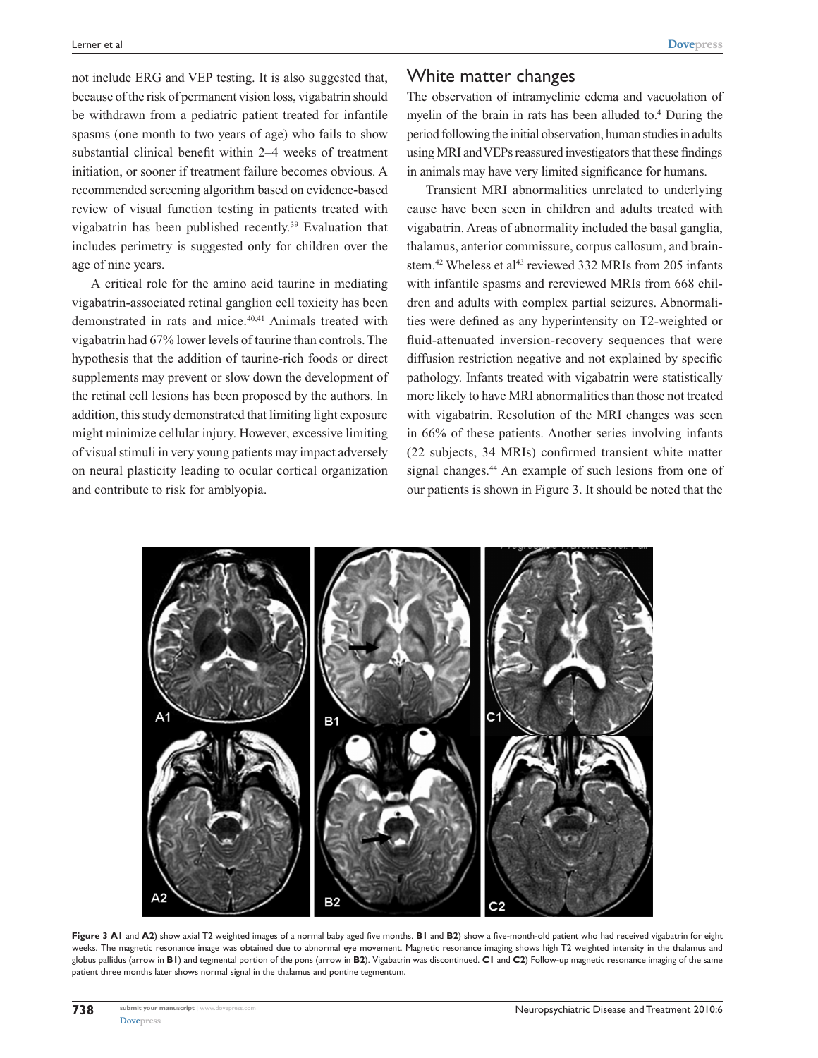not include ERG and VEP testing. It is also suggested that, because of the risk of permanent vision loss, vigabatrin should be withdrawn from a pediatric patient treated for infantile spasms (one month to two years of age) who fails to show substantial clinical benefit within 2–4 weeks of treatment initiation, or sooner if treatment failure becomes obvious. A recommended screening algorithm based on evidence-based review of visual function testing in patients treated with vigabatrin has been published recently.[39] Evaluation that includes perimetry is suggested only for children over the age of nine years.

A critical role for the amino acid taurine in mediating vigabatrin-associated retinal ganglion cell toxicity has been demonstrated in rats and mice.[40,41] Animals treated with vigabatrin had 67% lower levels of taurine than controls. The hypothesis that the addition of taurine-rich foods or direct supplements may prevent or slow down the development of the retinal cell lesions has been proposed by the authors. In addition, this study demonstrated that limiting light exposure might minimize cellular injury. However, excessive limiting of visual stimuli in very young patients may impact adversely on neural plasticity leading to ocular cortical organization and contribute to risk for amblyopia.

## White matter changes

The observation of intramyelinic edema and vacuolation of myelin of the brain in rats has been alluded to.[4] During the period following the initial observation, human studies in adults using MRI and VEPs reassured investigators that these findings in animals may have very limited significance for humans.

Transient MRI abnormalities unrelated to underlying cause have been seen in children and adults treated with vigabatrin. Areas of abnormality included the basal ganglia, thalamus, anterior commissure, corpus callosum, and brainstem.[42] Wheless et al[43] reviewed 332 MRIs from 205 infants with infantile spasms and rereviewed MRIs from 668 children and adults with complex partial seizures. Abnormalities were defined as any hyperintensity on T2-weighted or fluid-attenuated inversion-recovery sequences that were diffusion restriction negative and not explained by specific pathology. Infants treated with vigabatrin were statistically more likely to have MRI abnormalities than those not treated with vigabatrin. Resolution of the MRI changes was seen in 66% of these patients. Another series involving infants (22 subjects, 34 MRIs) confirmed transient white matter signal changes.[44] An example of such lesions from one of our patients is shown in Figure 3. It should be noted that the

**Figure 3 A1** and **A2**) show axial T2 weighted images of a normal baby aged five months. **B1** and **B2**) show a five-month-old patient who had received vigabatrin for eight weeks. The magnetic resonance image was obtained due to abnormal eye movement. Magnetic resonance imaging shows high T2 weighted intensity in the thalamus and globus pallidus (arrow in **B1**) and tegmental portion of the pons (arrow in **B2**). Vigabatrin was discontinued. **C1** and **C2**) Follow-up magnetic resonance imaging of the same patient three months later shows normal signal in the thalamus and pontine tegmentum.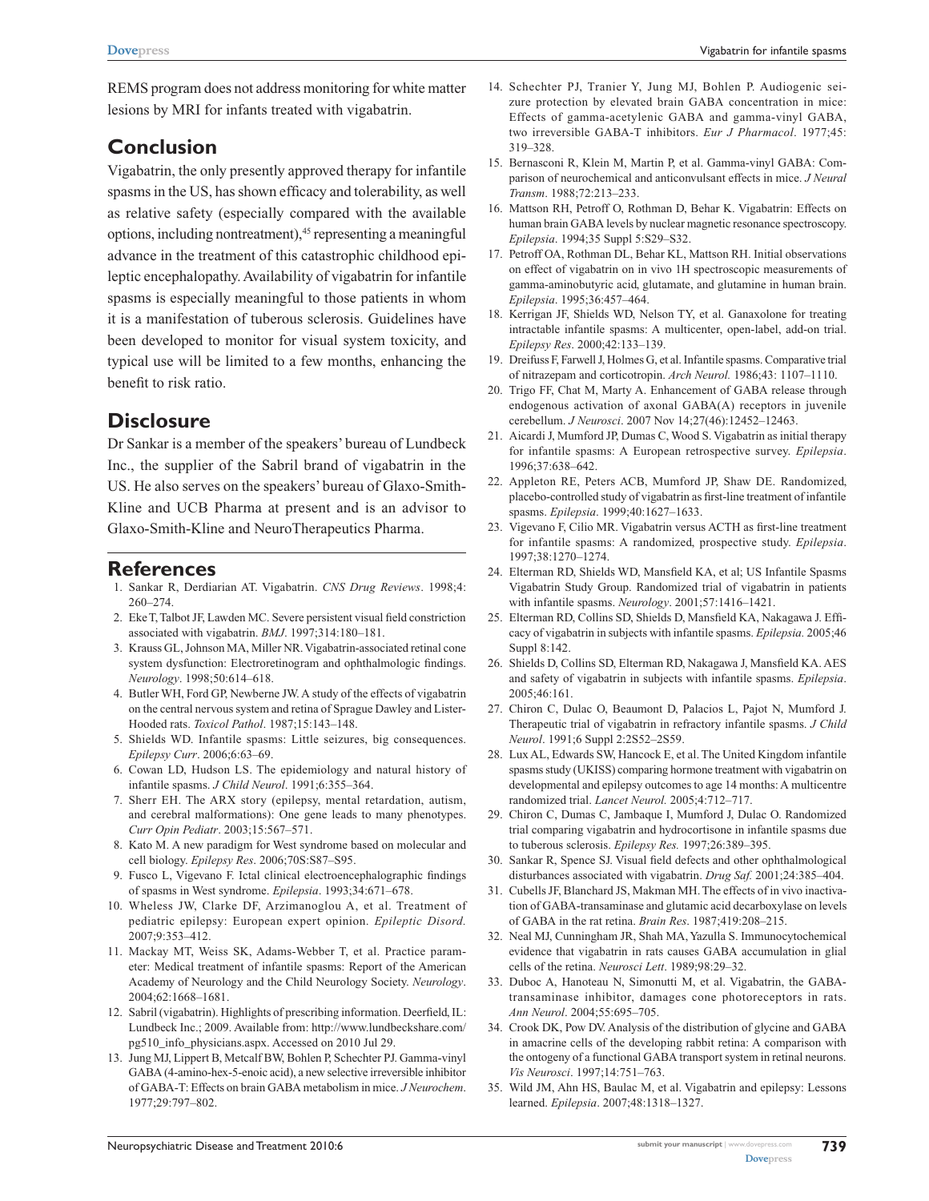REMS program does not address monitoring for white matter lesions by MRI for infants treated with vigabatrin.

## Conclusion

Vigabatrin, the only presently approved therapy for infantile spasms in the US, has shown efficacy and tolerability, as well as relative safety (especially compared with the available options, including nontreatment),[45] representing a meaningful advance in the treatment of this catastrophic childhood epileptic encephalopathy. Availability of vigabatrin for infantile spasms is especially meaningful to those patients in whom it is a manifestation of tuberous sclerosis. Guidelines have been developed to monitor for visual system toxicity, and typical use will be limited to a few months, enhancing the benefit to risk ratio.

## Disclosure

Dr Sankar is a member of the speakers' bureau of Lundbeck Inc., the supplier of the Sabril brand of vigabatrin in the US. He also serves on the speakers' bureau of Glaxo-Smith-Kline and UCB Pharma at present and is an advisor to Glaxo-Smith-Kline and NeuroTherapeutics Pharma.

## References

1. Sankar R, Derdiarian AT. Vigabatrin. *CNS Drug Reviews*. 1998;4:260–274.
2. Eke T, Talbot JF, Lawden MC. Severe persistent visual field constriction associated with vigabatrin. *BMJ*. 1997;314:180–181.
3. Krauss GL, Johnson MA, Miller NR. Vigabatrin-associated retinal cone system dysfunction: Electroretinogram and ophthalmologic findings. *Neurology*. 1998;50:614–618.
4. Butler WH, Ford GP, Newberne JW. A study of the effects of vigabatrin on the central nervous system and retina of Sprague Dawley and Lister-Hooded rats. *Toxicol Pathol*. 1987;15:143–148.
5. Shields WD. Infantile spasms: Little seizures, big consequences. *Epilepsy Curr*. 2006;6:63–69.
6. Cowan LD, Hudson LS. The epidemiology and natural history of infantile spasms. *J Child Neurol*. 1991;6:355–364.
7. Sherr EH. The ARX story (epilepsy, mental retardation, autism, and cerebral malformations): One gene leads to many phenotypes. *Curr Opin Pediatr*. 2003;15:567–571.
8. Kato M. A new paradigm for West syndrome based on molecular and cell biology. *Epilepsy Res*. 2006;70S:S87–S95.
9. Fusco L, Vigevano F. Ictal clinical electroencephalographic findings of spasms in West syndrome. *Epilepsia*. 1993;34:671–678.
10. Wheless JW, Clarke DF, Arzimanoglou A, et al. Treatment of pediatric epilepsy: European expert opinion. *Epileptic Disord.* 2007;9:353–412.
11. Mackay MT, Weiss SK, Adams-Webber T, et al. Practice parameter: Medical treatment of infantile spasms: Report of the American Academy of Neurology and the Child Neurology Society. *Neurology*. 2004;62:1668–1681.
12. Sabril (vigabatrin). Highlights of prescribing information. Deerfield, IL: Lundbeck Inc.; 2009. Available from: http://www.lundbeckshare.com/pg510_info_physicians.aspx. Accessed on 2010 Jul 29.
13. Jung MJ, Lippert B, Metcalf BW, Bohlen P, Schechter PJ. Gamma-vinyl GABA (4-amino-hex-5-enoic acid), a new selective irreversible inhibitor of GABA-T: Effects on brain GABA metabolism in mice. *J Neurochem*. 1977;29:797–802.
14. Schechter PJ, Tranier Y, Jung MJ, Bohlen P. Audiogenic seizure protection by elevated brain GABA concentration in mice: Effects of gamma-acetylenic GABA and gamma-vinyl GABA, two irreversible GABA-T inhibitors. *Eur J Pharmacol*. 1977;45:319–328.
15. Bernasconi R, Klein M, Martin P, et al. Gamma-vinyl GABA: Comparison of neurochemical and anticonvulsant effects in mice. *J Neural Transm*. 1988;72:213–233.
16. Mattson RH, Petroff O, Rothman D, Behar K. Vigabatrin: Effects on human brain GABA levels by nuclear magnetic resonance spectroscopy. *Epilepsia*. 1994;35 Suppl 5:S29–S32.
17. Petroff OA, Rothman DL, Behar KL, Mattson RH. Initial observations on effect of vigabatrin on in vivo 1H spectroscopic measurements of gamma-aminobutyric acid, glutamate, and glutamine in human brain. *Epilepsia*. 1995;36:457–464.
18. Kerrigan JF, Shields WD, Nelson TY, et al. Ganaxolone for treating intractable infantile spasms: A multicenter, open-label, add-on trial. *Epilepsy Res*. 2000;42:133–139.
19. Dreifuss F, Farwell J, Holmes G, et al. Infantile spasms. Comparative trial of nitrazepam and corticotropin. *Arch Neurol.* 1986;43: 1107–1110.
20. Trigo FF, Chat M, Marty A. Enhancement of GABA release through endogenous activation of axonal GABA(A) receptors in juvenile cerebellum. *J Neurosci*. 2007 Nov 14;27(46):12452–12463.
21. Aicardi J, Mumford JP, Dumas C, Wood S. Vigabatrin as initial therapy for infantile spasms: A European retrospective survey. *Epilepsia*. 1996;37:638–642.
22. Appleton RE, Peters ACB, Mumford JP, Shaw DE. Randomized, placebo-controlled study of vigabatrin as first-line treatment of infantile spasms. *Epilepsia*. 1999;40:1627–1633.
23. Vigevano F, Cilio MR. Vigabatrin versus ACTH as first-line treatment for infantile spasms: A randomized, prospective study. *Epilepsia*. 1997;38:1270–1274.
24. Elterman RD, Shields WD, Mansfield KA, et al; US Infantile Spasms Vigabatrin Study Group. Randomized trial of vigabatrin in patients with infantile spasms. *Neurology*. 2001;57:1416–1421.
25. Elterman RD, Collins SD, Shields D, Mansfield KA, Nakagawa J. Efficacy of vigabatrin in subjects with infantile spasms. *Epilepsia.* 2005;46 Suppl 8:142.
26. Shields D, Collins SD, Elterman RD, Nakagawa J, Mansfield KA. AES and safety of vigabatrin in subjects with infantile spasms. *Epilepsia*. 2005;46:161.
27. Chiron C, Dulac O, Beaumont D, Palacios L, Pajot N, Mumford J. Therapeutic trial of vigabatrin in refractory infantile spasms. *J Child Neurol*. 1991;6 Suppl 2:2S52–2S59.
28. Lux AL, Edwards SW, Hancock E, et al. The United Kingdom infantile spasms study (UKISS) comparing hormone treatment with vigabatrin on developmental and epilepsy outcomes to age 14 months: A multicentre randomized trial. *Lancet Neurol.* 2005;4:712–717.
29. Chiron C, Dumas C, Jambaque I, Mumford J, Dulac O. Randomized trial comparing vigabatrin and hydrocortisone in infantile spasms due to tuberous sclerosis. *Epilepsy Res.* 1997;26:389–395.
30. Sankar R, Spence SJ. Visual field defects and other ophthalmological disturbances associated with vigabatrin. *Drug Saf.* 2001;24:385–404.
31. Cubells JF, Blanchard JS, Makman MH. The effects of in vivo inactivation of GABA-transaminase and glutamic acid decarboxylase on levels of GABA in the rat retina. *Brain Res*. 1987;419:208–215.
32. Neal MJ, Cunningham JR, Shah MA, Yazulla S. Immunocytochemical evidence that vigabatrin in rats causes GABA accumulation in glial cells of the retina. *Neurosci Lett*. 1989;98:29–32.
33. Duboc A, Hanoteau N, Simonutti M, et al. Vigabatrin, the GABA-transaminase inhibitor, damages cone photoreceptors in rats. *Ann Neurol*. 2004;55:695–705.
34. Crook DK, Pow DV. Analysis of the distribution of glycine and GABA in amacrine cells of the developing rabbit retina: A comparison with the ontogeny of a functional GABA transport system in retinal neurons. *Vis Neurosci*. 1997;14:751–763.
35. Wild JM, Ahn HS, Baulac M, et al. Vigabatrin and epilepsy: Lessons learned. *Epilepsia*. 2007;48:1318–1327.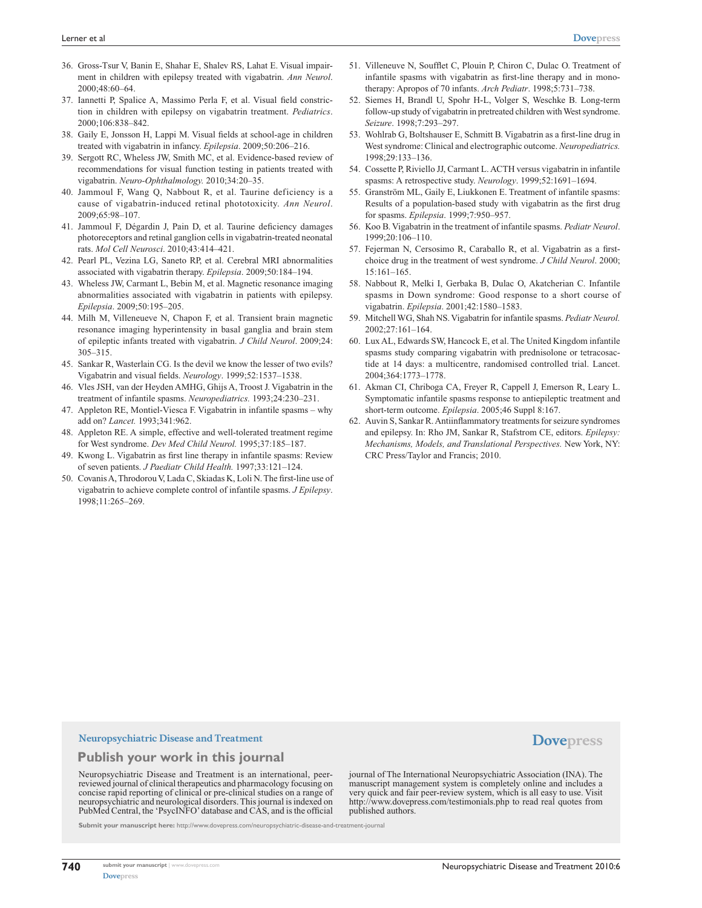36. Gross-Tsur V, Banin E, Shahar E, Shalev RS, Lahat E. Visual impairment in children with epilepsy treated with vigabatrin. *Ann Neurol*. 2000;48:60–64.
37. Iannetti P, Spalice A, Massimo Perla F, et al. Visual field constriction in children with epilepsy on vigabatrin treatment. *Pediatrics*. 2000;106:838–842.
38. Gaily E, Jonsson H, Lappi M. Visual fields at school-age in children treated with vigabatrin in infancy. *Epilepsia*. 2009;50:206–216.
39. Sergott RC, Wheless JW, Smith MC, et al. Evidence-based review of recommendations for visual function testing in patients treated with vigabatrin. *Neuro-Ophthalmology.* 2010;34:20–35.
40. Jammoul F, Wang Q, Nabbout R, et al. Taurine deficiency is a cause of vigabatrin-induced retinal phototoxicity. *Ann Neurol*. 2009;65:98–107.
41. Jammoul F, Dégardin J, Pain D, et al. Taurine deficiency damages photoreceptors and retinal ganglion cells in vigabatrin-treated neonatal rats. *Mol Cell Neurosci*. 2010;43:414–421.
42. Pearl PL, Vezina LG, Saneto RP, et al. Cerebral MRI abnormalities associated with vigabatrin therapy. *Epilepsia*. 2009;50:184–194.
43. Wheless JW, Carmant L, Bebin M, et al. Magnetic resonance imaging abnormalities associated with vigabatrin in patients with epilepsy. *Epilepsia*. 2009;50:195–205.
44. Milh M, Villeneueve N, Chapon F, et al. Transient brain magnetic resonance imaging hyperintensity in basal ganglia and brain stem of epileptic infants treated with vigabatrin. *J Child Neurol*. 2009;24: 305–315.
45. Sankar R, Wasterlain CG. Is the devil we know the lesser of two evils? Vigabatrin and visual fields. *Neurology*. 1999;52:1537–1538.
46. Vles JSH, van der Heyden AMHG, Ghijs A, Troost J. Vigabatrin in the treatment of infantile spasms. *Neuropediatrics.* 1993;24:230–231.
47. Appleton RE, Montiel-Viesca F. Vigabatrin in infantile spasms – why add on? *Lancet.* 1993;341:962.
48. Appleton RE. A simple, effective and well-tolerated treatment regime for West syndrome. *Dev Med Child Neurol.* 1995;37:185–187.
49. Kwong L. Vigabatrin as first line therapy in infantile spasms: Review of seven patients. *J Paediatr Child Health.* 1997;33:121–124.
50. Covanis A, Throdorou V, Lada C, Skiadas K, Loli N. The first-line use of vigabatrin to achieve complete control of infantile spasms. *J Epilepsy*. 1998;11:265–269.
51. Villeneuve N, Soufflet C, Plouin P, Chiron C, Dulac O. Treatment of infantile spasms with vigabatrin as first-line therapy and in monotherapy: Apropos of 70 infants. *Arch Pediatr*. 1998;5:731–738.
52. Siemes H, Brandl U, Spohr H-L, Volger S, Weschke B. Long-term follow-up study of vigabatrin in pretreated children with West syndrome. *Seizure*. 1998;7:293–297.
53. Wohlrab G, Boltshauser E, Schmitt B. Vigabatrin as a first-line drug in West syndrome: Clinical and electrographic outcome. *Neuropediatrics.* 1998;29:133–136.
54. Cossette P, Riviello JJ, Carmant L. ACTH versus vigabatrin in infantile spasms: A retrospective study. *Neurology*. 1999;52:1691–1694.
55. Granström ML, Gaily E, Liukkonen E. Treatment of infantile spasms: Results of a population-based study with vigabatrin as the first drug for spasms. *Epilepsia*. 1999;7:950–957.
56. Koo B. Vigabatrin in the treatment of infantile spasms. *Pediatr Neurol*. 1999;20:106–110.
57. Fejerman N, Cersosimo R, Caraballo R, et al. Vigabatrin as a first-choice drug in the treatment of west syndrome. *J Child Neurol*. 2000; 15:161–165.
58. Nabbout R, Melki I, Gerbaka B, Dulac O, Akatcherian C. Infantile spasms in Down syndrome: Good response to a short course of vigabatrin. *Epilepsia*. 2001;42:1580–1583.
59. Mitchell WG, Shah NS. Vigabatrin for infantile spasms. *Pediatr Neurol.* 2002;27:161–164.
60. Lux AL, Edwards SW, Hancock E, et al. The United Kingdom infantile spasms study comparing vigabatrin with prednisolone or tetracosactide at 14 days: a multicentre, randomised controlled trial. Lancet. 2004;364:1773–1778.
61. Akman CI, Chriboga CA, Freyer R, Cappell J, Emerson R, Leary L. Symptomatic infantile spasms response to antiepileptic treatment and short-term outcome. *Epilepsia*. 2005;46 Suppl 8:167.
62. Auvin S, Sankar R. Antiinflammatory treatments for seizure syndromes and epilepsy. In: Rho JM, Sankar R, Stafstrom CE, editors. *Epilepsy: Mechanisms, Models, and Translational Perspectives.* New York, NY: CRC Press/Taylor and Francis; 2010.

**Neuropsychiatric Disease and Treatment**

**Publish your work in this journal**

Neuropsychiatric Disease and Treatment is an international, peer-reviewed journal of clinical therapeutics and pharmacology focusing on concise rapid reporting of clinical or pre-clinical studies on a range of neuropsychiatric and neurological disorders. This journal is indexed on PubMed Central, the 'PsycINFO' database and CAS, and is the official journal of The International Neuropsychiatric Association (INA). The manuscript management system is completely online and includes a very quick and fair peer-review system, which is all easy to use. Visit http://www.dovepress.com/testimonials.php to read real quotes from published authors.

**Submit your manuscript here:** http://www.dovepress.com/neuropsychiatric-disease-and-treatment-journal